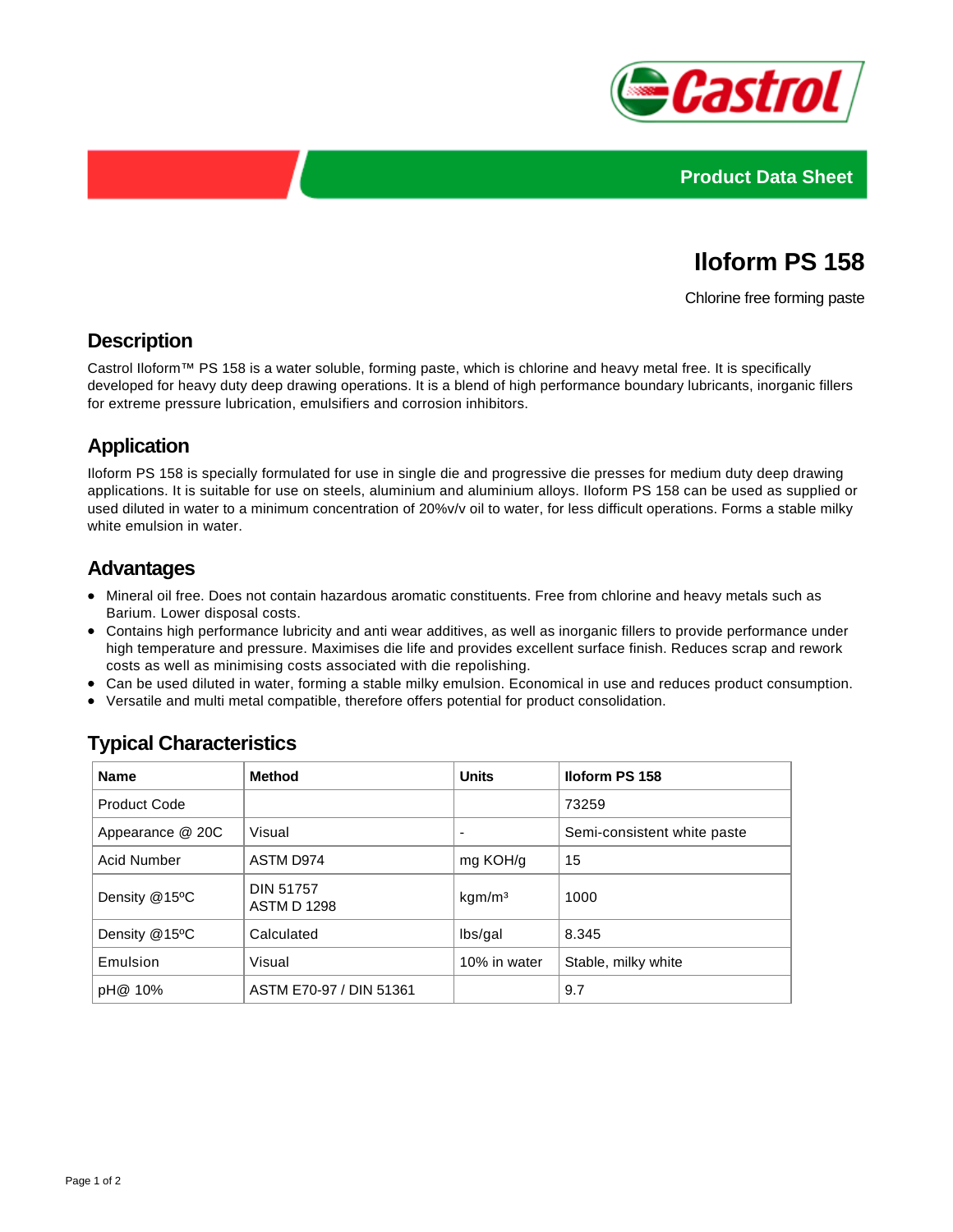Product Data Sheet

# Iloform PS 158

Chlorine free forming paste

## Description

Castrol Iloform™ PS 158 is a water soluble, forming paste, which is chlorine and heavy metal free. It is specifically developed for heavy duty deep drawing operations. It is a blend of high performance boundary lubricants, inorganic fillers for extreme pressure lubrication, emulsifiers and corrosion inhibitors.

## Application

Iloform PS 158 is specially formulated for use in single die and progressive die presses for medium duty deep drawing applications. It is suitable for use on steels, aluminium and aluminium alloys. Iloform PS 158 can be used as supplied or used diluted in water to a minimum concentration of 20%v/v oil to water, for less difficult operations. Forms a stable milky white emulsion in water.

## Advantages

- Mineral oil free. Does not contain hazardous aromatic constituents. Free from chlorine and heavy metals such as Barium. Lower disposal costs.
- Contains high performance lubricity and anti wear additives, as well as inorganic fillers to provide performance under high temperature and pressure. Maximises die life and provides excellent surface finish. Reduces scrap and rework costs as well as minimising costs associated with die repolishing.
- Can be used diluted in water, forming a stable milky emulsion. Economical in use and reduces product consumption.
- Versatile and multi metal compatible, therefore offers potential for product consolidation.

## Typical Characteristics

| Name | Method | Units | Iloform PS 158 |
|---|---|---|---|
| Product Code | | | 73259 |
| Appearance @ 20C | Visual | - | Semi-consistent white paste |
| Acid Number | ASTM D974 | mg KOH/g | 15 |
| Density @15ºC | DIN 51757<br>ASTM D 1298 | $kgm/m^3$ | 1000 |
| Density @15ºC | Calculated | lbs/gal | 8.345 |
| Emulsion | Visual | 10% in water | Stable, milky white |
| pH@ 10% | ASTM E70-97 / DIN 51361 | | 9.7 |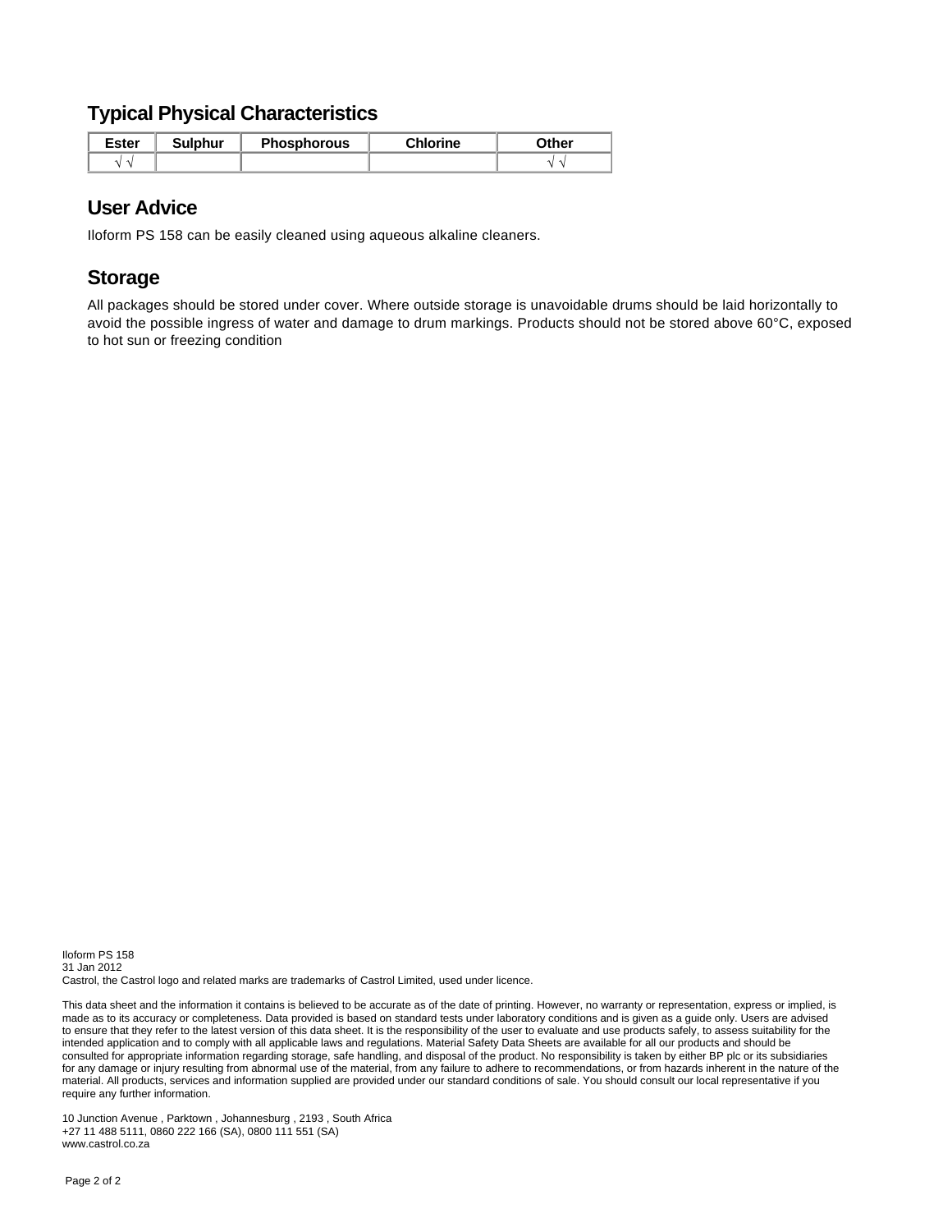## Typical Physical Characteristics

| Ester | Sulphur | Phosphorous | Chlorine | Other |
|---|---|---|---|---|
| √ √ | | | | √ √ |

## User Advice

Iloform PS 158 can be easily cleaned using aqueous alkaline cleaners.

## Storage

All packages should be stored under cover. Where outside storage is unavoidable drums should be laid horizontally to avoid the possible ingress of water and damage to drum markings. Products should not be stored above 60°C, exposed to hot sun or freezing condition

Iloform PS 158
31 Jan 2012
Castrol, the Castrol logo and related marks are trademarks of Castrol Limited, used under licence.

This data sheet and the information it contains is believed to be accurate as of the date of printing. However, no warranty or representation, express or implied, is made as to its accuracy or completeness. Data provided is based on standard tests under laboratory conditions and is given as a guide only. Users are advised to ensure that they refer to the latest version of this data sheet. It is the responsibility of the user to evaluate and use products safely, to assess suitability for the intended application and to comply with all applicable laws and regulations. Material Safety Data Sheets are available for all our products and should be consulted for appropriate information regarding storage, safe handling, and disposal of the product. No responsibility is taken by either BP plc or its subsidiaries for any damage or injury resulting from abnormal use of the material, from any failure to adhere to recommendations, or from hazards inherent in the nature of the material. All products, services and information supplied are provided under our standard conditions of sale. You should consult our local representative if you require any further information.

10 Junction Avenue , Parktown , Johannesburg , 2193 , South Africa
+27 11 488 5111, 0860 222 166 (SA), 0800 111 551 (SA)
www.castrol.co.za